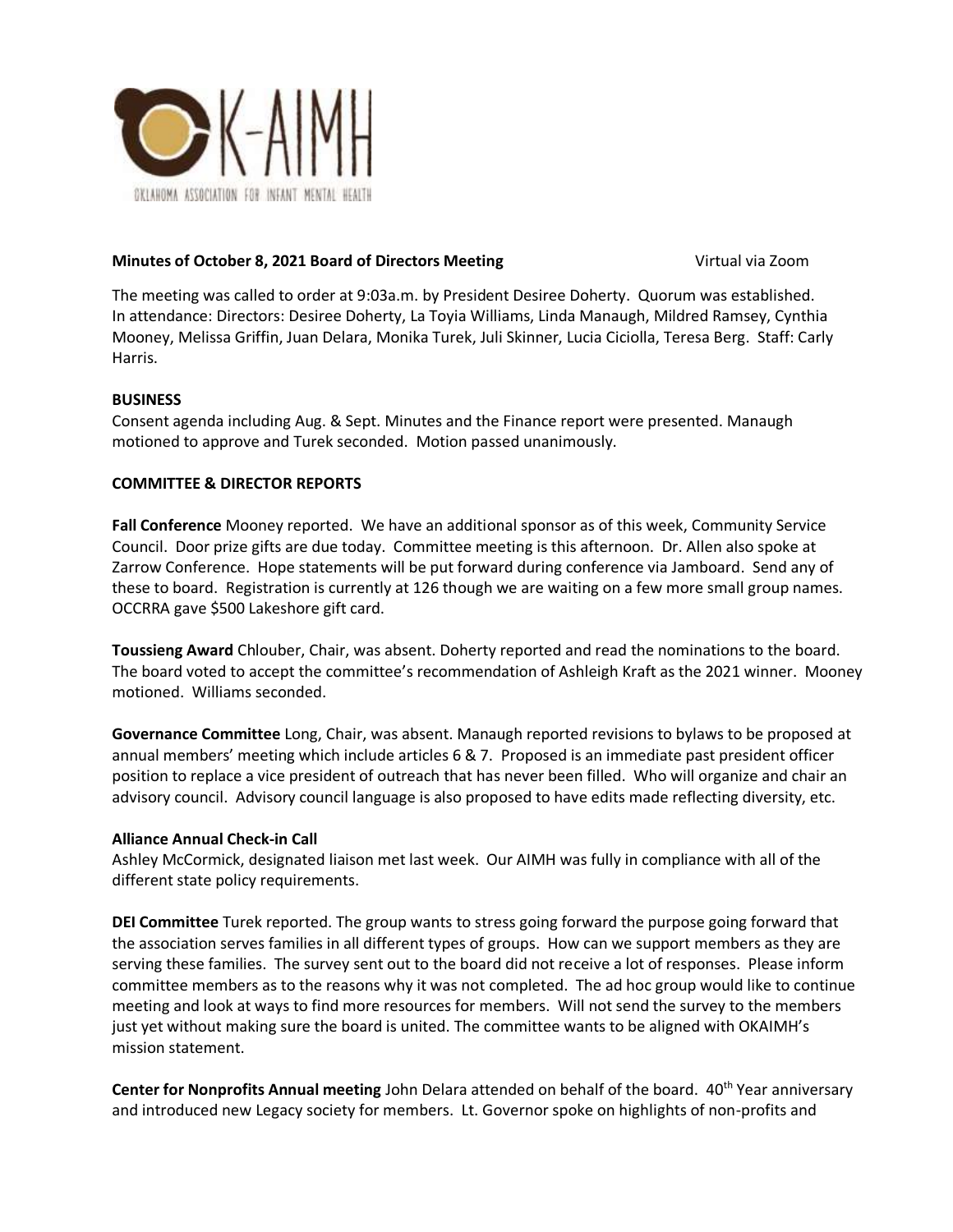**Minutes of October 8, 2021 Board of Directors Meeting** Virtual via Zoom

The meeting was called to order at 9:03a.m. by President Desiree Doherty. Quorum was established. In attendance: Directors: Desiree Doherty, La Toyia Williams, Linda Manaugh, Mildred Ramsey, Cynthia Mooney, Melissa Griffin, Juan Delara, Monika Turek, Juli Skinner, Lucia Ciciolla, Teresa Berg. Staff: Carly Harris.

**BUSINESS**

Consent agenda including Aug. & Sept. Minutes and the Finance report were presented. Manaugh motioned to approve and Turek seconded. Motion passed unanimously.

**COMMITTEE & DIRECTOR REPORTS**

**Fall Conference** Mooney reported. We have an additional sponsor as of this week, Community Service Council. Door prize gifts are due today. Committee meeting is this afternoon. Dr. Allen also spoke at Zarrow Conference. Hope statements will be put forward during conference via Jamboard. Send any of these to board. Registration is currently at 126 though we are waiting on a few more small group names. OCCRRA gave $500 Lakeshore gift card.

**Toussieng Award** Chlouber, Chair, was absent. Doherty reported and read the nominations to the board. The board voted to accept the committee's recommendation of Ashleigh Kraft as the 2021 winner. Mooney motioned. Williams seconded.

**Governance Committee** Long, Chair, was absent. Manaugh reported revisions to bylaws to be proposed at annual members' meeting which include articles 6 & 7. Proposed is an immediate past president officer position to replace a vice president of outreach that has never been filled. Who will organize and chair an advisory council. Advisory council language is also proposed to have edits made reflecting diversity, etc.

**Alliance Annual Check-in Call**

Ashley McCormick, designated liaison met last week. Our AIMH was fully in compliance with all of the different state policy requirements.

**DEI Committee** Turek reported. The group wants to stress going forward the purpose going forward that the association serves families in all different types of groups. How can we support members as they are serving these families. The survey sent out to the board did not receive a lot of responses. Please inform committee members as to the reasons why it was not completed. The ad hoc group would like to continue meeting and look at ways to find more resources for members. Will not send the survey to the members just yet without making sure the board is united. The committee wants to be aligned with OKAIMH's mission statement.

**Center for Nonprofits Annual meeting** John Delara attended on behalf of the board. 40th Year anniversary and introduced new Legacy society for members. Lt. Governor spoke on highlights of non-profits and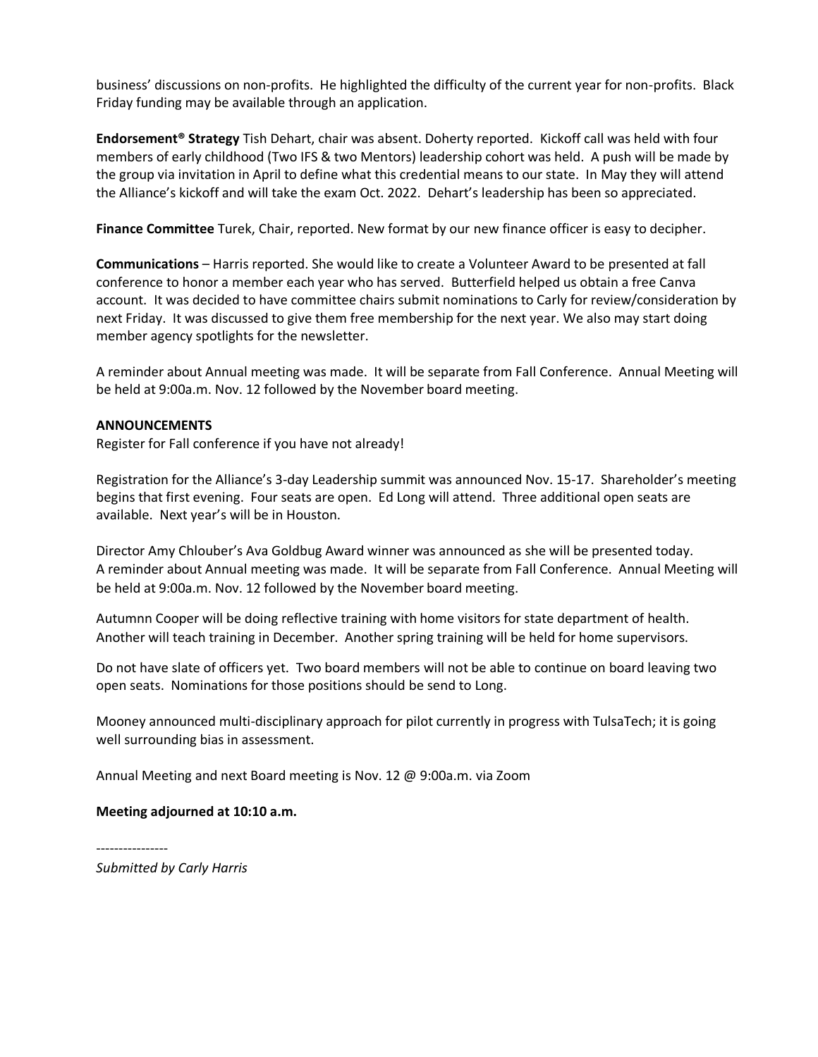business' discussions on non-profits. He highlighted the difficulty of the current year for non-profits. Black Friday funding may be available through an application.

**Endorsement® Strategy** Tish Dehart, chair was absent. Doherty reported. Kickoff call was held with four members of early childhood (Two IFS & two Mentors) leadership cohort was held. A push will be made by the group via invitation in April to define what this credential means to our state. In May they will attend the Alliance's kickoff and will take the exam Oct. 2022. Dehart's leadership has been so appreciated.

**Finance Committee** Turek, Chair, reported. New format by our new finance officer is easy to decipher.

**Communications** – Harris reported. She would like to create a Volunteer Award to be presented at fall conference to honor a member each year who has served. Butterfield helped us obtain a free Canva account. It was decided to have committee chairs submit nominations to Carly for review/consideration by next Friday. It was discussed to give them free membership for the next year. We also may start doing member agency spotlights for the newsletter.

A reminder about Annual meeting was made. It will be separate from Fall Conference. Annual Meeting will be held at 9:00a.m. Nov. 12 followed by the November board meeting.

**ANNOUNCEMENTS**

Register for Fall conference if you have not already!

Registration for the Alliance's 3-day Leadership summit was announced Nov. 15-17. Shareholder's meeting begins that first evening. Four seats are open. Ed Long will attend. Three additional open seats are available. Next year's will be in Houston.

Director Amy Chlouber's Ava Goldbug Award winner was announced as she will be presented today.
A reminder about Annual meeting was made. It will be separate from Fall Conference. Annual Meeting will be held at 9:00a.m. Nov. 12 followed by the November board meeting.

Autumnn Cooper will be doing reflective training with home visitors for state department of health. Another will teach training in December. Another spring training will be held for home supervisors.

Do not have slate of officers yet. Two board members will not be able to continue on board leaving two open seats. Nominations for those positions should be send to Long.

Mooney announced multi-disciplinary approach for pilot currently in progress with TulsaTech; it is going well surrounding bias in assessment.

Annual Meeting and next Board meeting is Nov. 12 @ 9:00a.m. via Zoom

**Meeting adjourned at 10:10 a.m.**

----------------

*Submitted by Carly Harris*